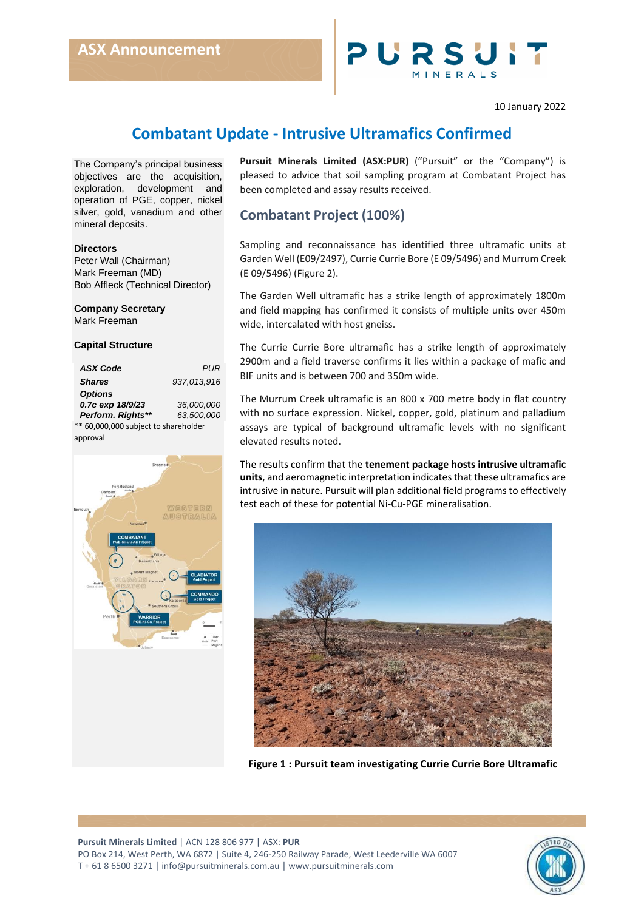ASX Announcement

10 January 2022

# Combatant Update - Intrusive Ultramafics Confirmed

The Company's principal business objectives are the acquisition, exploration, development and operation of PGE, copper, nickel silver, gold, vanadium and other mineral deposits.

**Directors**
Peter Wall (Chairman)
Mark Freeman (MD)
Bob Affleck (Technical Director)

**Company Secretary**
Mark Freeman

**Capital Structure**

| | |
|---|---|
| ***ASX Code*** | *PUR* |
| ***Shares*** | *937,013,916* |
| ***Options*** | |
| ***0.7c exp 18/9/23*** | *36,000,000* |
| ***Perform. Rights**\**** | *63,500,000* |

** 60,000,000 subject to shareholder approval

**Pursuit Minerals Limited (ASX:PUR)** ("Pursuit" or the "Company") is pleased to advice that soil sampling program at Combatant Project has been completed and assay results received.

## Combatant Project (100%)

Sampling and reconnaissance has identified three ultramafic units at Garden Well (E09/2497), Currie Currie Bore (E 09/5496) and Murrum Creek (E 09/5496) (Figure 2).

The Garden Well ultramafic has a strike length of approximately 1800m and field mapping has confirmed it consists of multiple units over 450m wide, intercalated with host gneiss.

The Currie Currie Bore ultramafic has a strike length of approximately 2900m and a field traverse confirms it lies within a package of mafic and BIF units and is between 700 and 350m wide.

The Murrum Creek ultramafic is an 800 x 700 metre body in flat country with no surface expression. Nickel, copper, gold, platinum and palladium assays are typical of background ultramafic levels with no significant elevated results noted.

The results confirm that the **tenement package hosts intrusive ultramafic units**, and aeromagnetic interpretation indicates that these ultramafics are intrusive in nature. Pursuit will plan additional field programs to effectively test each of these for potential Ni-Cu-PGE mineralisation.

**Figure 1 : Pursuit team investigating Currie Currie Bore Ultramafic**

**Pursuit Minerals Limited** | ACN 128 806 977 | ASX: **PUR**
PO Box 214, West Perth, WA 6872 | Suite 4, 246-250 Railway Parade, West Leederville WA 6007
T + 61 8 6500 3271 | info@pursuitminerals.com.au | www.pursuitminerals.com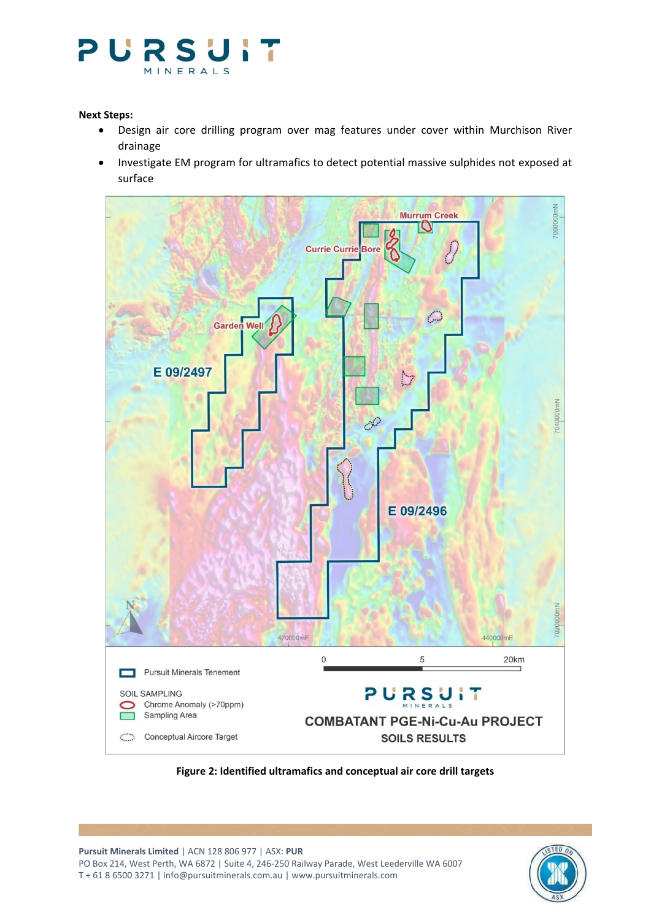**Next Steps:**

- Design air core drilling program over mag features under cover within Murchison River drainage
- Investigate EM program for ultramafics to detect potential massive sulphides not exposed at surface

**Figure 2: Identified ultramafics and conceptual air core drill targets**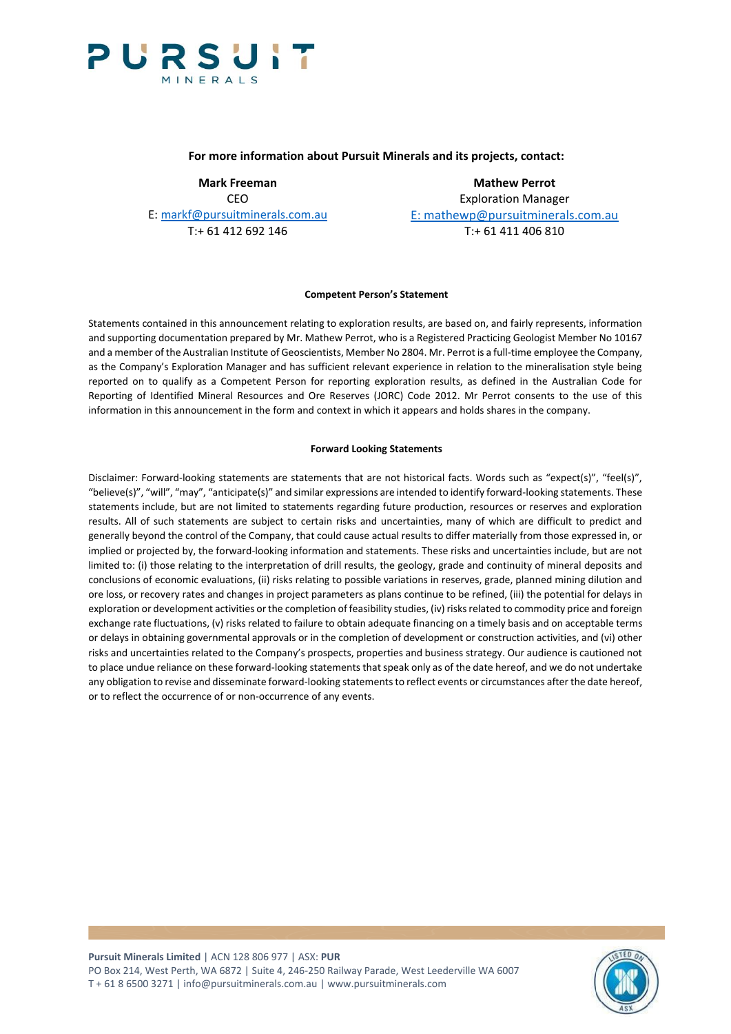**For more information about Pursuit Minerals and its projects, contact:**

**Mark Freeman**
CEO
E: markf@pursuitminerals.com.au
T:+ 61 412 692 146

**Mathew Perrot**
Exploration Manager
E: mathewp@pursuitminerals.com.au
T:+ 61 411 406 810

**Competent Person's Statement**

Statements contained in this announcement relating to exploration results, are based on, and fairly represents, information and supporting documentation prepared by Mr. Mathew Perrot, who is a Registered Practicing Geologist Member No 10167 and a member of the Australian Institute of Geoscientists, Member No 2804. Mr. Perrot is a full-time employee the Company, as the Company's Exploration Manager and has sufficient relevant experience in relation to the mineralisation style being reported on to qualify as a Competent Person for reporting exploration results, as defined in the Australian Code for Reporting of Identified Mineral Resources and Ore Reserves (JORC) Code 2012. Mr Perrot consents to the use of this information in this announcement in the form and context in which it appears and holds shares in the company.

**Forward Looking Statements**

Disclaimer: Forward-looking statements are statements that are not historical facts. Words such as "expect(s)", "feel(s)", "believe(s)", "will", "may", "anticipate(s)" and similar expressions are intended to identify forward-looking statements. These statements include, but are not limited to statements regarding future production, resources or reserves and exploration results. All of such statements are subject to certain risks and uncertainties, many of which are difficult to predict and generally beyond the control of the Company, that could cause actual results to differ materially from those expressed in, or implied or projected by, the forward-looking information and statements. These risks and uncertainties include, but are not limited to: (i) those relating to the interpretation of drill results, the geology, grade and continuity of mineral deposits and conclusions of economic evaluations, (ii) risks relating to possible variations in reserves, grade, planned mining dilution and ore loss, or recovery rates and changes in project parameters as plans continue to be refined, (iii) the potential for delays in exploration or development activities or the completion of feasibility studies, (iv) risks related to commodity price and foreign exchange rate fluctuations, (v) risks related to failure to obtain adequate financing on a timely basis and on acceptable terms or delays in obtaining governmental approvals or in the completion of development or construction activities, and (vi) other risks and uncertainties related to the Company's prospects, properties and business strategy. Our audience is cautioned not to place undue reliance on these forward-looking statements that speak only as of the date hereof, and we do not undertake any obligation to revise and disseminate forward-looking statements to reflect events or circumstances after the date hereof, or to reflect the occurrence of or non-occurrence of any events.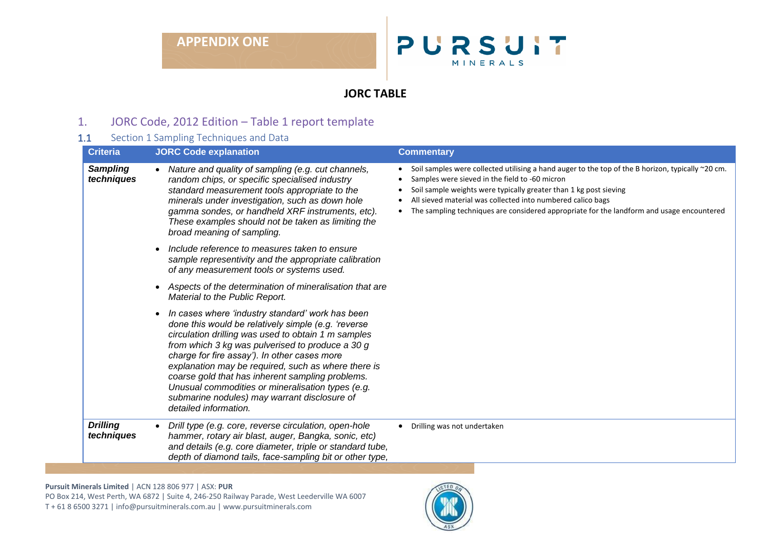# APPENDIX ONE

**JORC TABLE**

## 1. JORC Code, 2012 Edition – Table 1 report template

### 1.1 Section 1 Sampling Techniques and Data

| Criteria | JORC Code explanation | Commentary |
|---|---|---|
| ***Sampling techniques*** | • *Nature and quality of sampling (e.g. cut channels, random chips, or specific specialised industry standard measurement tools appropriate to the minerals under investigation, such as down hole gamma sondes, or handheld XRF instruments, etc). These examples should not be taken as limiting the broad meaning of sampling.*<br>• *Include reference to measures taken to ensure sample representivity and the appropriate calibration of any measurement tools or systems used.*<br>• *Aspects of the determination of mineralisation that are Material to the Public Report.*<br>• *In cases where 'industry standard' work has been done this would be relatively simple (e.g. 'reverse circulation drilling was used to obtain 1 m samples from which 3 kg was pulverised to produce a 30 g charge for fire assay'). In other cases more explanation may be required, such as where there is coarse gold that has inherent sampling problems. Unusual commodities or mineralisation types (e.g. submarine nodules) may warrant disclosure of detailed information.* | • Soil samples were collected utilising a hand auger to the top of the B horizon, typically ~20 cm.<br>• Samples were sieved in the field to -60 micron<br>• Soil sample weights were typically greater than 1 kg post sieving<br>• All sieved material was collected into numbered calico bags<br>• The sampling techniques are considered appropriate for the landform and usage encountered |
| ***Drilling techniques*** | • *Drill type (e.g. core, reverse circulation, open-hole hammer, rotary air blast, auger, Bangka, sonic, etc) and details (e.g. core diameter, triple or standard tube, depth of diamond tails, face-sampling bit or other type,* | • Drilling was not undertaken |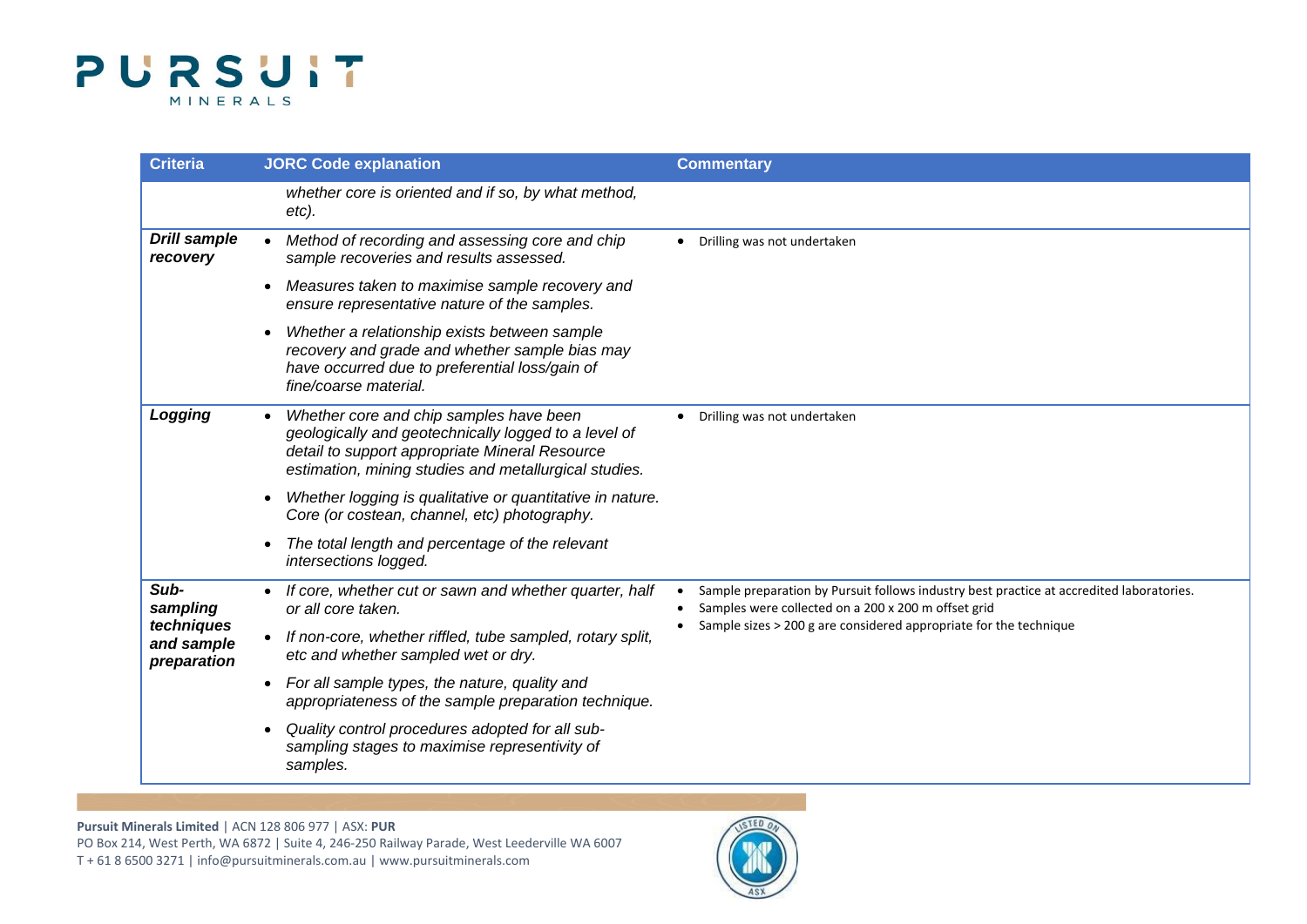| Criteria | JORC Code explanation | Commentary |
|---|---|---|
| | *whether core is oriented and if so, by what method, etc).* | |
| ***Drill sample recovery*** | • *Method of recording and assessing core and chip sample recoveries and results assessed.*<br>• *Measures taken to maximise sample recovery and ensure representative nature of the samples.*<br>• *Whether a relationship exists between sample recovery and grade and whether sample bias may have occurred due to preferential loss/gain of fine/coarse material.* | • Drilling was not undertaken |
| ***Logging*** | • *Whether core and chip samples have been geologically and geotechnically logged to a level of detail to support appropriate Mineral Resource estimation, mining studies and metallurgical studies.*<br>• *Whether logging is qualitative or quantitative in nature. Core (or costean, channel, etc) photography.*<br>• *The total length and percentage of the relevant intersections logged.* | • Drilling was not undertaken |
| ***Sub-sampling techniques and sample preparation*** | • *If core, whether cut or sawn and whether quarter, half or all core taken.*<br>• *If non-core, whether riffled, tube sampled, rotary split, etc and whether sampled wet or dry.*<br>• *For all sample types, the nature, quality and appropriateness of the sample preparation technique.*<br>• *Quality control procedures adopted for all sub-sampling stages to maximise representivity of samples.* | • Sample preparation by Pursuit follows industry best practice at accredited laboratories.<br>• Samples were collected on a 200 x 200 m offset grid<br>• Sample sizes > 200 g are considered appropriate for the technique |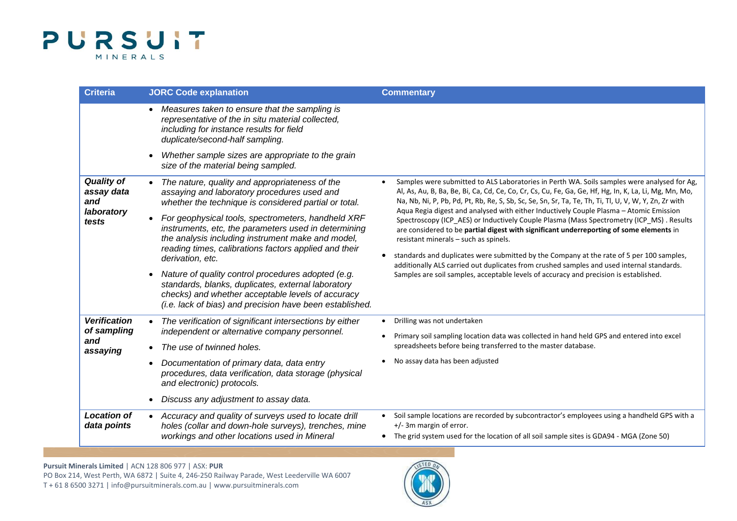| Criteria | JORC Code explanation | Commentary |
|---|---|---|
| | • *Measures taken to ensure that the sampling is representative of the in situ material collected, including for instance results for field duplicate/second-half sampling.*<br>• *Whether sample sizes are appropriate to the grain size of the material being sampled.* | |
| ***Quality of assay data and laboratory tests*** | • *The nature, quality and appropriateness of the assaying and laboratory procedures used and whether the technique is considered partial or total.*<br>• *For geophysical tools, spectrometers, handheld XRF instruments, etc, the parameters used in determining the analysis including instrument make and model, reading times, calibrations factors applied and their derivation, etc.*<br>• *Nature of quality control procedures adopted (e.g. standards, blanks, duplicates, external laboratory checks) and whether acceptable levels of accuracy (i.e. lack of bias) and precision have been established.* | • Samples were submitted to ALS Laboratories in Perth WA. Soils samples were analysed for Ag, Al, As, Au, B, Ba, Be, Bi, Ca, Cd, Ce, Co, Cr, Cs, Cu, Fe, Ga, Ge, Hf, Hg, In, K, La, Li, Mg, Mn, Mo, Na, Nb, Ni, P, Pb, Pd, Pt, Rb, Re, S, Sb, Sc, Se, Sn, Sr, Ta, Te, Th, Ti, Tl, U, V, W, Y, Zn, Zr with Aqua Regia digest and analysed with either Inductively Couple Plasma – Atomic Emission Spectroscopy (ICP_AES) or Inductively Couple Plasma (Mass Spectrometry (ICP_MS) . Results are considered to be **partial digest with significant underreporting of some elements** in resistant minerals – such as spinels.<br>• standards and duplicates were submitted by the Company at the rate of 5 per 100 samples, additionally ALS carried out duplicates from crushed samples and used internal standards. Samples are soil samples, acceptable levels of accuracy and precision is established. |
| ***Verification of sampling and assaying*** | • *The verification of significant intersections by either independent or alternative company personnel.*<br>• *The use of twinned holes.*<br>• *Documentation of primary data, data entry procedures, data verification, data storage (physical and electronic) protocols.*<br>• *Discuss any adjustment to assay data.* | • Drilling was not undertaken<br>• Primary soil sampling location data was collected in hand held GPS and entered into excel spreadsheets before being transferred to the master database.<br>• No assay data has been adjusted |
| ***Location of data points*** | • *Accuracy and quality of surveys used to locate drill holes (collar and down-hole surveys), trenches, mine workings and other locations used in Mineral* | • Soil sample locations are recorded by subcontractor's employees using a handheld GPS with a +/- 3m margin of error.<br>• The grid system used for the location of all soil sample sites is GDA94 - MGA (Zone 50) |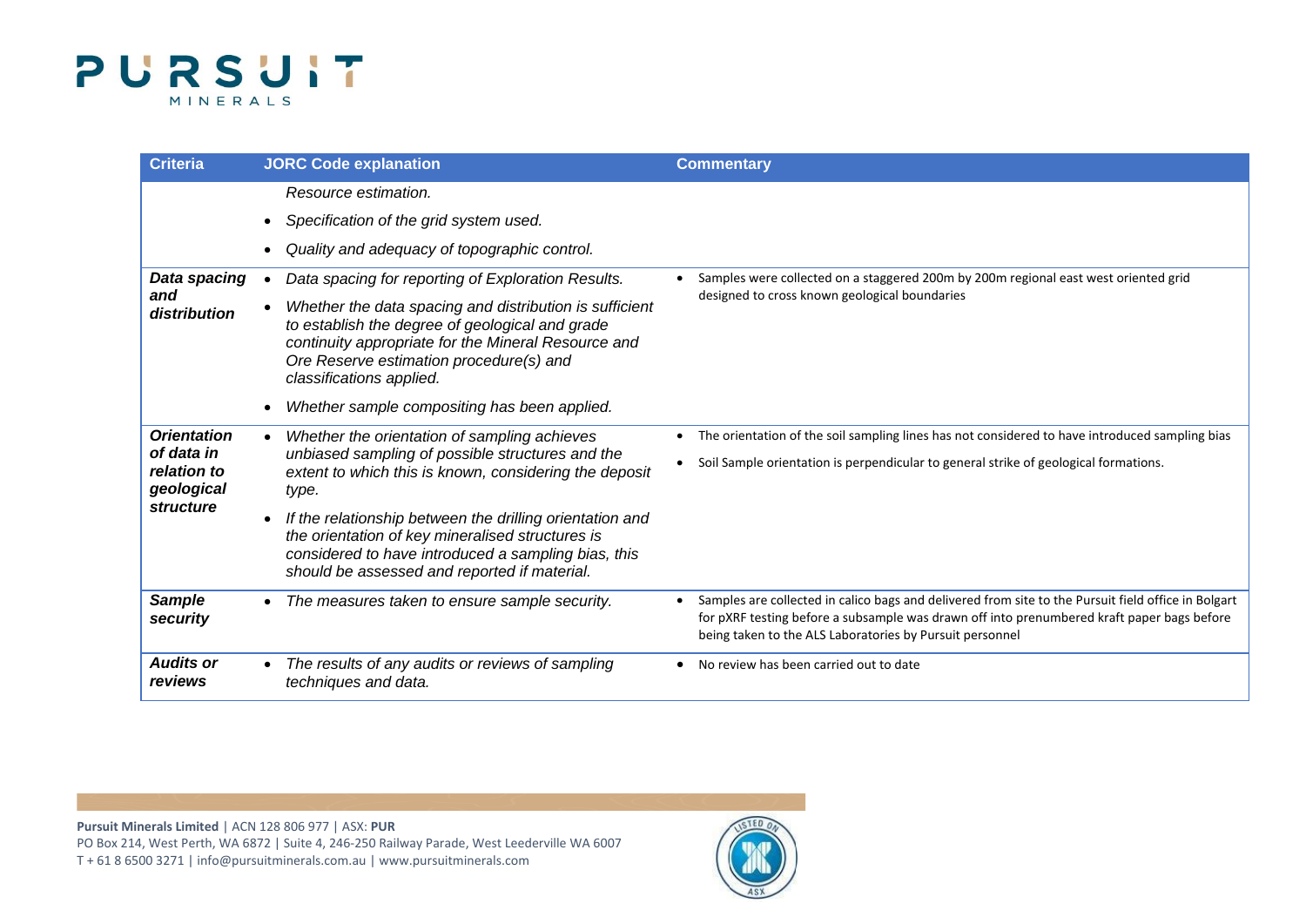| Criteria | JORC Code explanation | Commentary |
|---|---|---|
| | *Resource estimation.*<br>• *Specification of the grid system used.*<br>• *Quality and adequacy of topographic control.* | |
| ***Data spacing and distribution*** | • *Data spacing for reporting of Exploration Results.*<br>• *Whether the data spacing and distribution is sufficient to establish the degree of geological and grade continuity appropriate for the Mineral Resource and Ore Reserve estimation procedure(s) and classifications applied.*<br>• *Whether sample compositing has been applied.* | • Samples were collected on a staggered 200m by 200m regional east west oriented grid designed to cross known geological boundaries |
| ***Orientation of data in relation to geological structure*** | • *Whether the orientation of sampling achieves unbiased sampling of possible structures and the extent to which this is known, considering the deposit type.*<br>• *If the relationship between the drilling orientation and the orientation of key mineralised structures is considered to have introduced a sampling bias, this should be assessed and reported if material.* | • The orientation of the soil sampling lines has not considered to have introduced sampling bias<br>• Soil Sample orientation is perpendicular to general strike of geological formations. |
| ***Sample security*** | • *The measures taken to ensure sample security.* | • Samples are collected in calico bags and delivered from site to the Pursuit field office in Bolgart for pXRF testing before a subsample was drawn off into prenumbered kraft paper bags before being taken to the ALS Laboratories by Pursuit personnel |
| ***Audits or reviews*** | • *The results of any audits or reviews of sampling techniques and data.* | • No review has been carried out to date |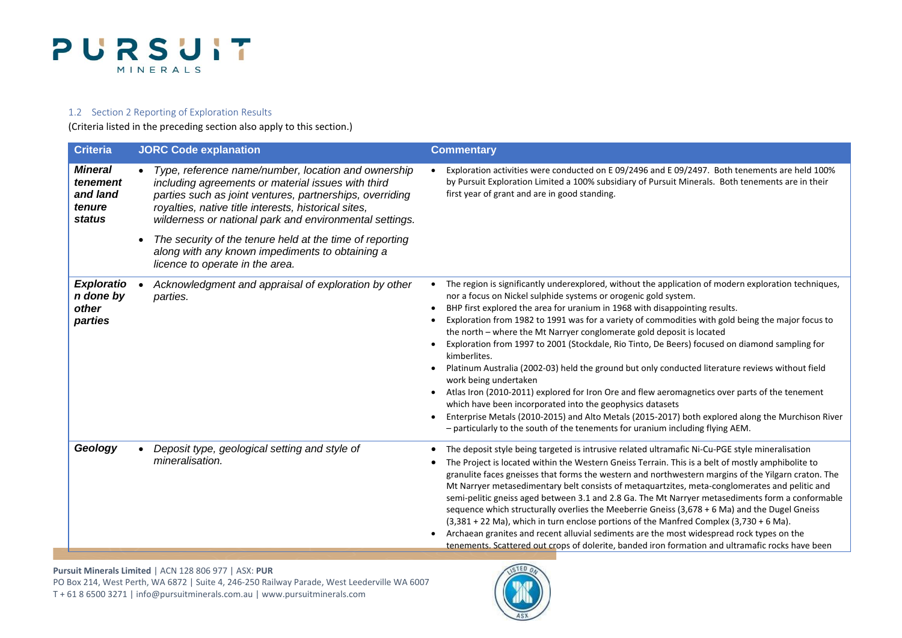### 1.2 Section 2 Reporting of Exploration Results

(Criteria listed in the preceding section also apply to this section.)

| Criteria | JORC Code explanation | Commentary |
|---|---|---|
| ***Mineral tenement and land tenure status*** | • *Type, reference name/number, location and ownership including agreements or material issues with third parties such as joint ventures, partnerships, overriding royalties, native title interests, historical sites, wilderness or national park and environmental settings.*<br>• *The security of the tenure held at the time of reporting along with any known impediments to obtaining a licence to operate in the area.* | • Exploration activities were conducted on E 09/2496 and E 09/2497. Both tenements are held 100% by Pursuit Exploration Limited a 100% subsidiary of Pursuit Minerals. Both tenements are in their first year of grant and are in good standing. |
| ***Exploration done by other parties*** | • *Acknowledgment and appraisal of exploration by other parties.* | • The region is significantly underexplored, without the application of modern exploration techniques, nor a focus on Nickel sulphide systems or orogenic gold system.<br>• BHP first explored the area for uranium in 1968 with disappointing results.<br>• Exploration from 1982 to 1991 was for a variety of commodities with gold being the major focus to the north – where the Mt Narryer conglomerate gold deposit is located<br>• Exploration from 1997 to 2001 (Stockdale, Rio Tinto, De Beers) focused on diamond sampling for kimberlites.<br>• Platinum Australia (2002-03) held the ground but only conducted literature reviews without field work being undertaken<br>• Atlas Iron (2010-2011) explored for Iron Ore and flew aeromagnetics over parts of the tenement which have been incorporated into the geophysics datasets<br>• Enterprise Metals (2010-2015) and Alto Metals (2015-2017) both explored along the Murchison River – particularly to the south of the tenements for uranium including flying AEM. |
| ***Geology*** | • *Deposit type, geological setting and style of mineralisation.* | • The deposit style being targeted is intrusive related ultramafic Ni-Cu-PGE style mineralisation<br>• The Project is located within the Western Gneiss Terrain. This is a belt of mostly amphibolite to granulite faces gneisses that forms the western and northwestern margins of the Yilgarn craton. The Mt Narryer metasedimentary belt consists of metaquartzites, meta-conglomerates and pelitic and semi-pelitic gneiss aged between 3.1 and 2.8 Ga. The Mt Narryer metasediments form a conformable sequence which structurally overlies the Meeberrie Gneiss (3,678 + 6 Ma) and the Dugel Gneiss (3,381 + 22 Ma), which in turn enclose portions of the Manfred Complex (3,730 + 6 Ma).<br>• Archaean granites and recent alluvial sediments are the most widespread rock types on the tenements. Scattered out crops of dolerite, banded iron formation and ultramafic rocks have been |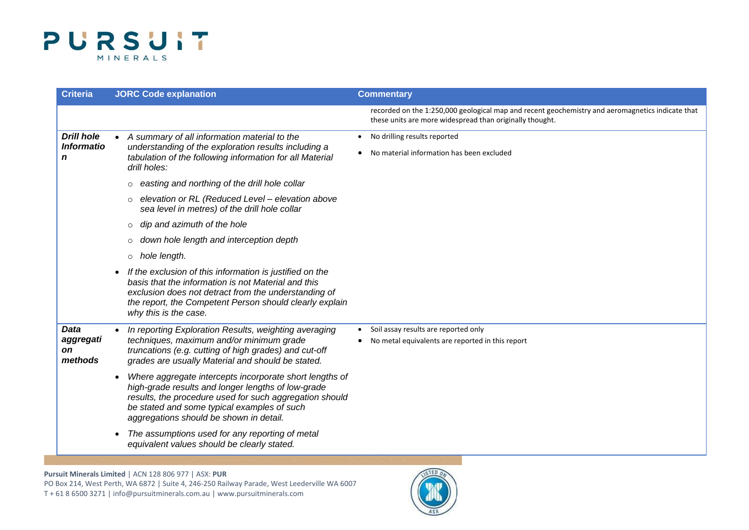| Criteria | JORC Code explanation | Commentary |
| --- | --- | --- |
| | | recorded on the 1:250,000 geological map and recent geochemistry and aeromagnetics indicate that these units are more widespread than originally thought. |
| ***Drill hole Information*** | • *A summary of all information material to the understanding of the exploration results including a tabulation of the following information for all Material drill holes:*<br>○ *easting and northing of the drill hole collar*<br>○ *elevation or RL (Reduced Level – elevation above sea level in metres) of the drill hole collar*<br>○ *dip and azimuth of the hole*<br>○ *down hole length and interception depth*<br>○ *hole length.*<br>• *If the exclusion of this information is justified on the basis that the information is not Material and this exclusion does not detract from the understanding of the report, the Competent Person should clearly explain why this is the case.* | • No drilling results reported<br>• No material information has been excluded |
| ***Data aggregation methods*** | • *In reporting Exploration Results, weighting averaging techniques, maximum and/or minimum grade truncations (e.g. cutting of high grades) and cut-off grades are usually Material and should be stated.*<br>• *Where aggregate intercepts incorporate short lengths of high-grade results and longer lengths of low-grade results, the procedure used for such aggregation should be stated and some typical examples of such aggregations should be shown in detail.*<br>• *The assumptions used for any reporting of metal equivalent values should be clearly stated.* | • Soil assay results are reported only<br>• No metal equivalents are reported in this report |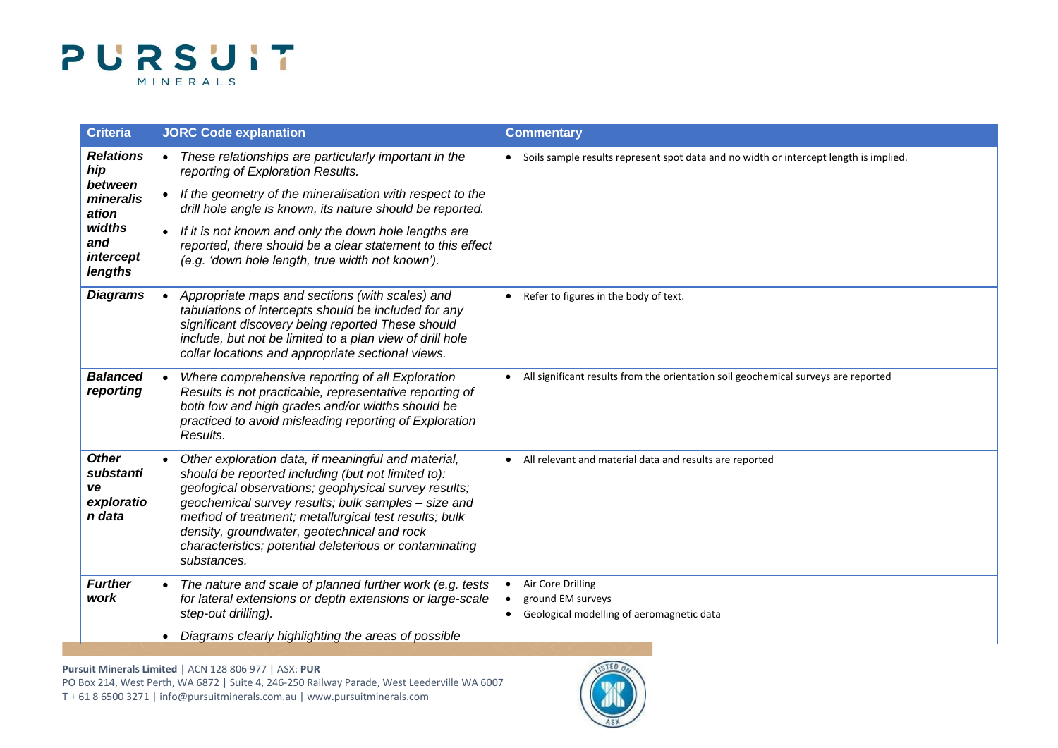| Criteria | JORC Code explanation | Commentary |
|---|---|---|
| ***Relationship between mineralisation widths and intercept lengths*** | • *These relationships are particularly important in the reporting of Exploration Results.*<br>• *If the geometry of the mineralisation with respect to the drill hole angle is known, its nature should be reported.*<br>• *If it is not known and only the down hole lengths are reported, there should be a clear statement to this effect (e.g. 'down hole length, true width not known').* | • Soils sample results represent spot data and no width or intercept length is implied. |
| ***Diagrams*** | • *Appropriate maps and sections (with scales) and tabulations of intercepts should be included for any significant discovery being reported These should include, but not be limited to a plan view of drill hole collar locations and appropriate sectional views.* | • Refer to figures in the body of text. |
| ***Balanced reporting*** | • *Where comprehensive reporting of all Exploration Results is not practicable, representative reporting of both low and high grades and/or widths should be practiced to avoid misleading reporting of Exploration Results.* | • All significant results from the orientation soil geochemical surveys are reported |
| ***Other substantive exploration data*** | • *Other exploration data, if meaningful and material, should be reported including (but not limited to): geological observations; geophysical survey results; geochemical survey results; bulk samples – size and method of treatment; metallurgical test results; bulk density, groundwater, geotechnical and rock characteristics; potential deleterious or contaminating substances.* | • All relevant and material data and results are reported |
| ***Further work*** | • *The nature and scale of planned further work (e.g. tests for lateral extensions or depth extensions or large-scale step-out drilling).*<br>• *Diagrams clearly highlighting the areas of possible* | • Air Core Drilling<br>• ground EM surveys<br>• Geological modelling of aeromagnetic data |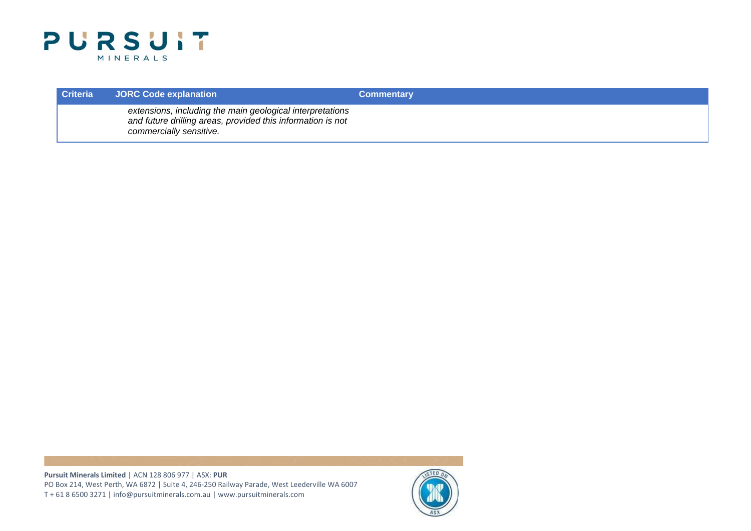| Criteria | JORC Code explanation | Commentary |
|---|---|---|
| | *extensions, including the main geological interpretations and future drilling areas, provided this information is not commercially sensitive.* | |